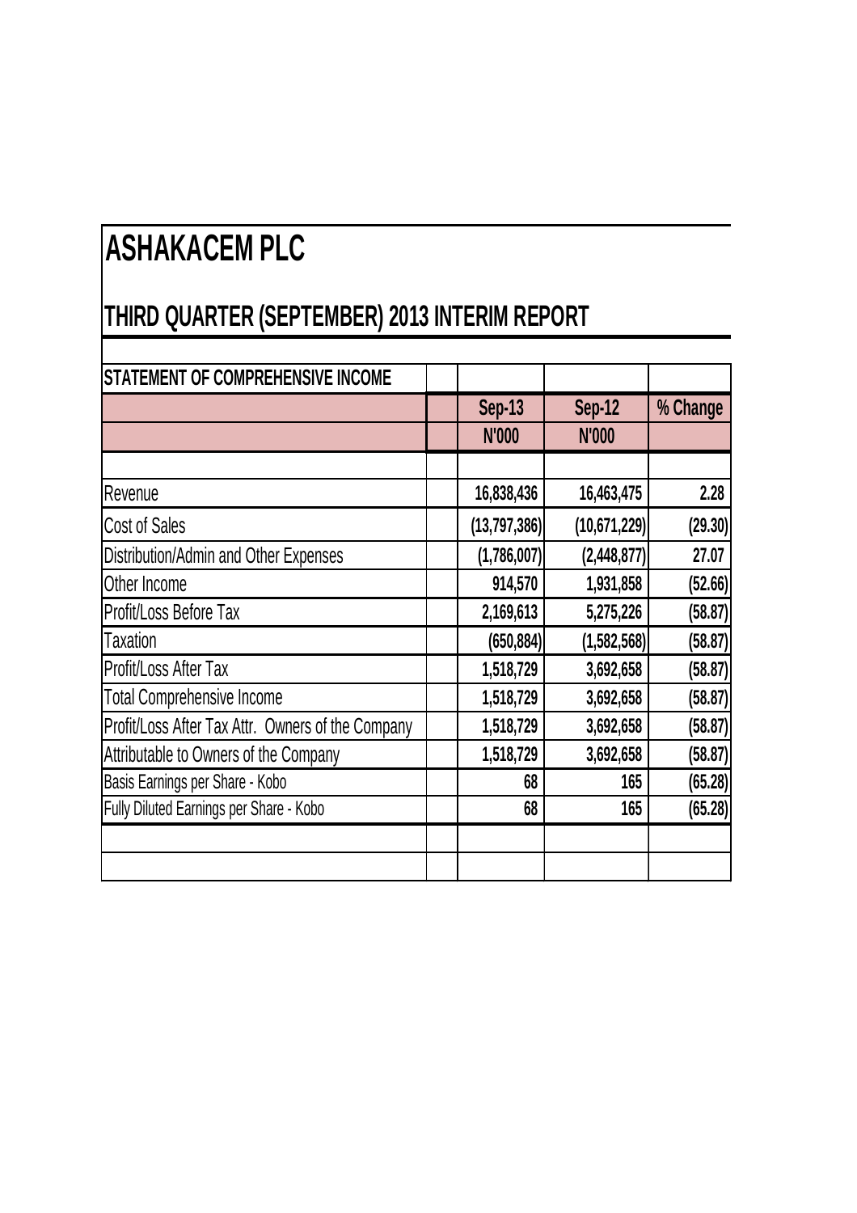# ASHAKACEM PLC

## THIRD QUARTER (SEPTEMBER) 2013 INTERIM REPORT

| STATEMENT OF COMPREHENSIVE INCOME | Sep-13 | Sep-12 | % Change |
|---|---|---|---|
| | N'000 | N'000 | |
| Revenue | 16,838,436 | 16,463,475 | 2.28 |
| Cost of Sales | (13,797,386) | (10,671,229) | (29.30) |
| Distribution/Admin and Other Expenses | (1,786,007) | (2,448,877) | 27.07 |
| Other Income | 914,570 | 1,931,858 | (52.66) |
| Profit/Loss Before Tax | 2,169,613 | 5,275,226 | (58.87) |
| Taxation | (650,884) | (1,582,568) | (58.87) |
| Profit/Loss After Tax | 1,518,729 | 3,692,658 | (58.87) |
| Total Comprehensive Income | 1,518,729 | 3,692,658 | (58.87) |
| Profit/Loss After Tax Attr. Owners of the Company | 1,518,729 | 3,692,658 | (58.87) |
| Attributable to Owners of the Company | 1,518,729 | 3,692,658 | (58.87) |
| Basis Earnings per Share - Kobo | 68 | 165 | (65.28) |
| Fully Diluted Earnings per Share - Kobo | 68 | 165 | (65.28) |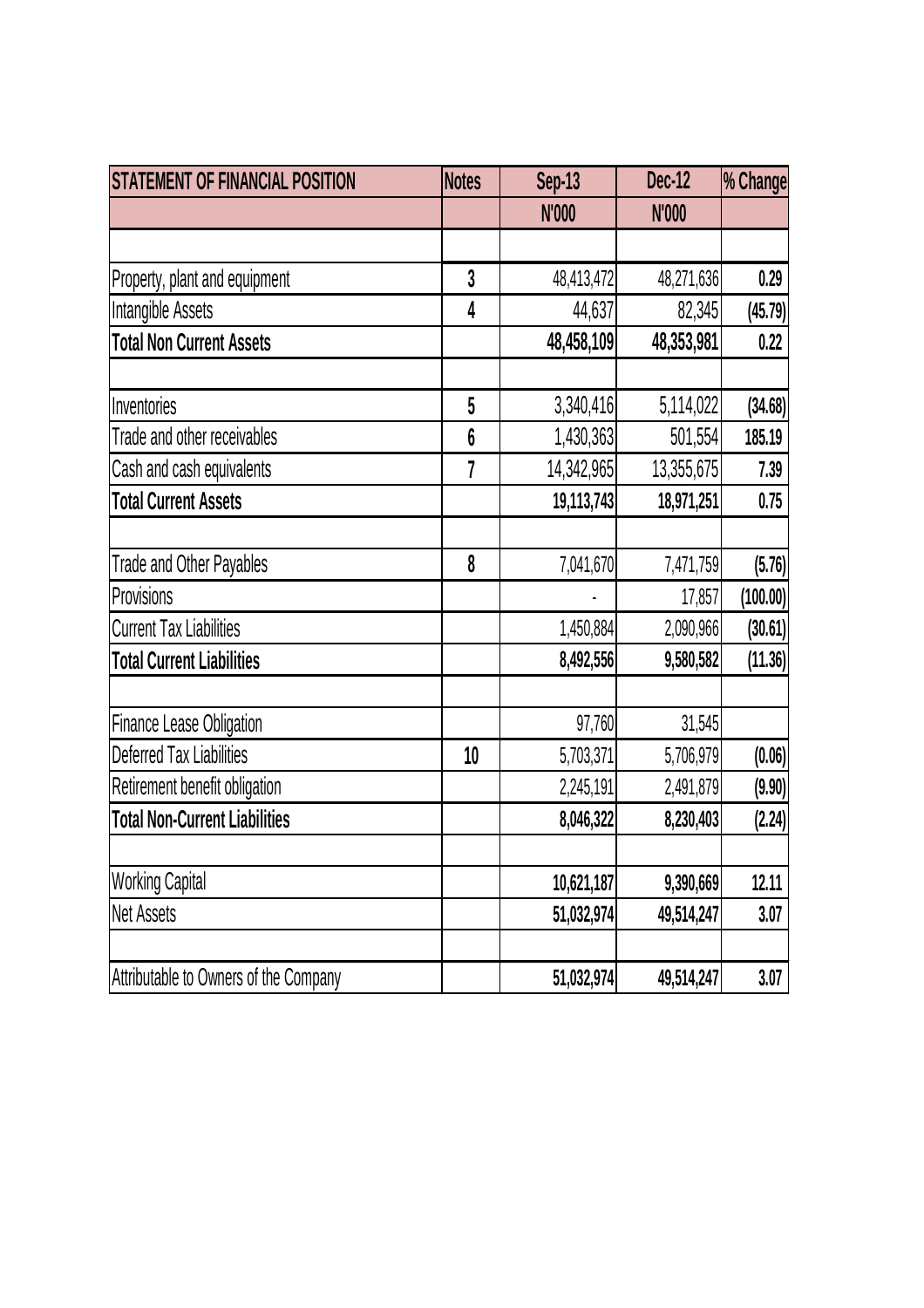| STATEMENT OF FINANCIAL POSITION | Notes | Sep-13 | Dec-12 | % Change |
|---|---|---|---|---|
| | | N'000 | N'000 | |
| | | | | |
| Property, plant and equipment | 3 | 48,413,472 | 48,271,636 | 0.29 |
| Intangible Assets | 4 | 44,637 | 82,345 | (45.79) |
| **Total Non Current Assets** | | **48,458,109** | **48,353,981** | **0.22** |
| | | | | |
| Inventories | 5 | 3,340,416 | 5,114,022 | (34.68) |
| Trade and other receivables | 6 | 1,430,363 | 501,554 | 185.19 |
| Cash and cash equivalents | 7 | 14,342,965 | 13,355,675 | 7.39 |
| **Total Current Assets** | | **19,113,743** | **18,971,251** | **0.75** |
| | | | | |
| Trade and Other Payables | 8 | 7,041,670 | 7,471,759 | (5.76) |
| Provisions | | - | 17,857 | (100.00) |
| Current Tax Liabilities | | 1,450,884 | 2,090,966 | (30.61) |
| **Total Current Liabilities** | | **8,492,556** | **9,580,582** | **(11.36)** |
| | | | | |
| Finance Lease Obligation | | 97,760 | 31,545 | |
| Deferred Tax Liabilities | 10 | 5,703,371 | 5,706,979 | (0.06) |
| Retirement benefit obligation | | 2,245,191 | 2,491,879 | (9.90) |
| **Total Non-Current Liabilities** | | **8,046,322** | **8,230,403** | **(2.24)** |
| | | | | |
| Working Capital | | **10,621,187** | **9,390,669** | **12.11** |
| Net Assets | | **51,032,974** | **49,514,247** | **3.07** |
| | | | | |
| Attributable to Owners of the Company | | **51,032,974** | **49,514,247** | **3.07** |